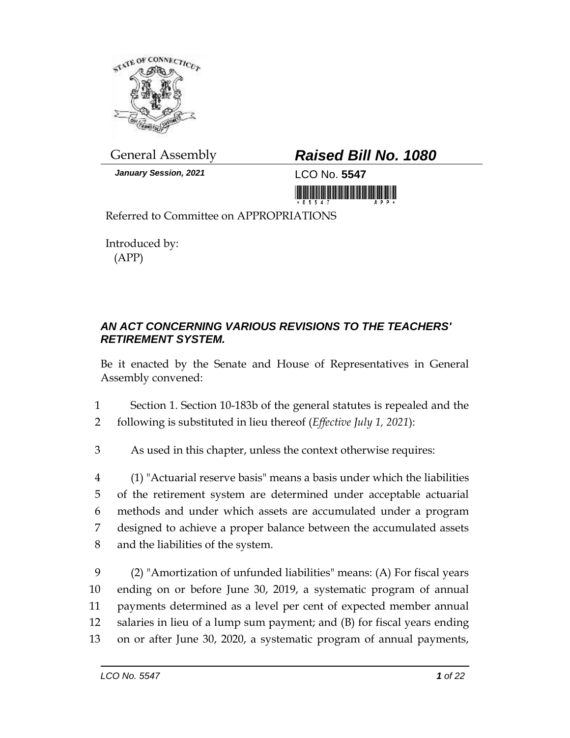General Assembly

# *Raised Bill No. 1080*

***January Session, 2021***

LCO No. **5547**

Referred to Committee on APPROPRIATIONS

Introduced by:
(APP)

### *AN ACT CONCERNING VARIOUS REVISIONS TO THE TEACHERS' RETIREMENT SYSTEM.*

Be it enacted by the Senate and House of Representatives in General Assembly convened:

1 Section 1. Section 10-183b of the general statutes is repealed and the
2 following is substituted in lieu thereof (*Effective July 1, 2021*):

3 As used in this chapter, unless the context otherwise requires:

4 (1) "Actuarial reserve basis" means a basis under which the liabilities
5 of the retirement system are determined under acceptable actuarial
6 methods and under which assets are accumulated under a program
7 designed to achieve a proper balance between the accumulated assets
8 and the liabilities of the system.

9 (2) "Amortization of unfunded liabilities" means: (A) For fiscal years
10 ending on or before June 30, 2019, a systematic program of annual
11 payments determined as a level per cent of expected member annual
12 salaries in lieu of a lump sum payment; and (B) for fiscal years ending
13 on or after June 30, 2020, a systematic program of annual payments,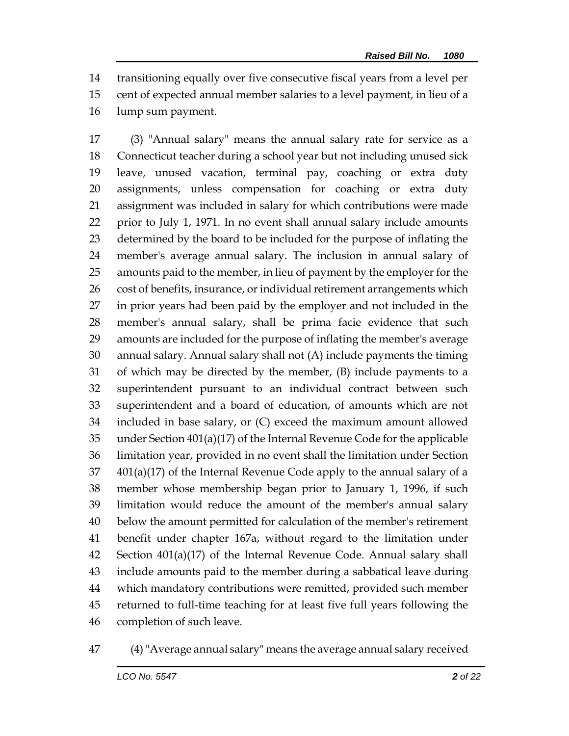transitioning equally over five consecutive fiscal years from a level per cent of expected annual member salaries to a level payment, in lieu of a lump sum payment.

(3) "Annual salary" means the annual salary rate for service as a Connecticut teacher during a school year but not including unused sick leave, unused vacation, terminal pay, coaching or extra duty assignments, unless compensation for coaching or extra duty assignment was included in salary for which contributions were made prior to July 1, 1971. In no event shall annual salary include amounts determined by the board to be included for the purpose of inflating the member's average annual salary. The inclusion in annual salary of amounts paid to the member, in lieu of payment by the employer for the cost of benefits, insurance, or individual retirement arrangements which in prior years had been paid by the employer and not included in the member's annual salary, shall be prima facie evidence that such amounts are included for the purpose of inflating the member's average annual salary. Annual salary shall not (A) include payments the timing of which may be directed by the member, (B) include payments to a superintendent pursuant to an individual contract between such superintendent and a board of education, of amounts which are not included in base salary, or (C) exceed the maximum amount allowed under Section 401(a)(17) of the Internal Revenue Code for the applicable limitation year, provided in no event shall the limitation under Section 401(a)(17) of the Internal Revenue Code apply to the annual salary of a member whose membership began prior to January 1, 1996, if such limitation would reduce the amount of the member's annual salary below the amount permitted for calculation of the member's retirement benefit under chapter 167a, without regard to the limitation under Section 401(a)(17) of the Internal Revenue Code. Annual salary shall include amounts paid to the member during a sabbatical leave during which mandatory contributions were remitted, provided such member returned to full-time teaching for at least five full years following the completion of such leave.

(4) "Average annual salary" means the average annual salary received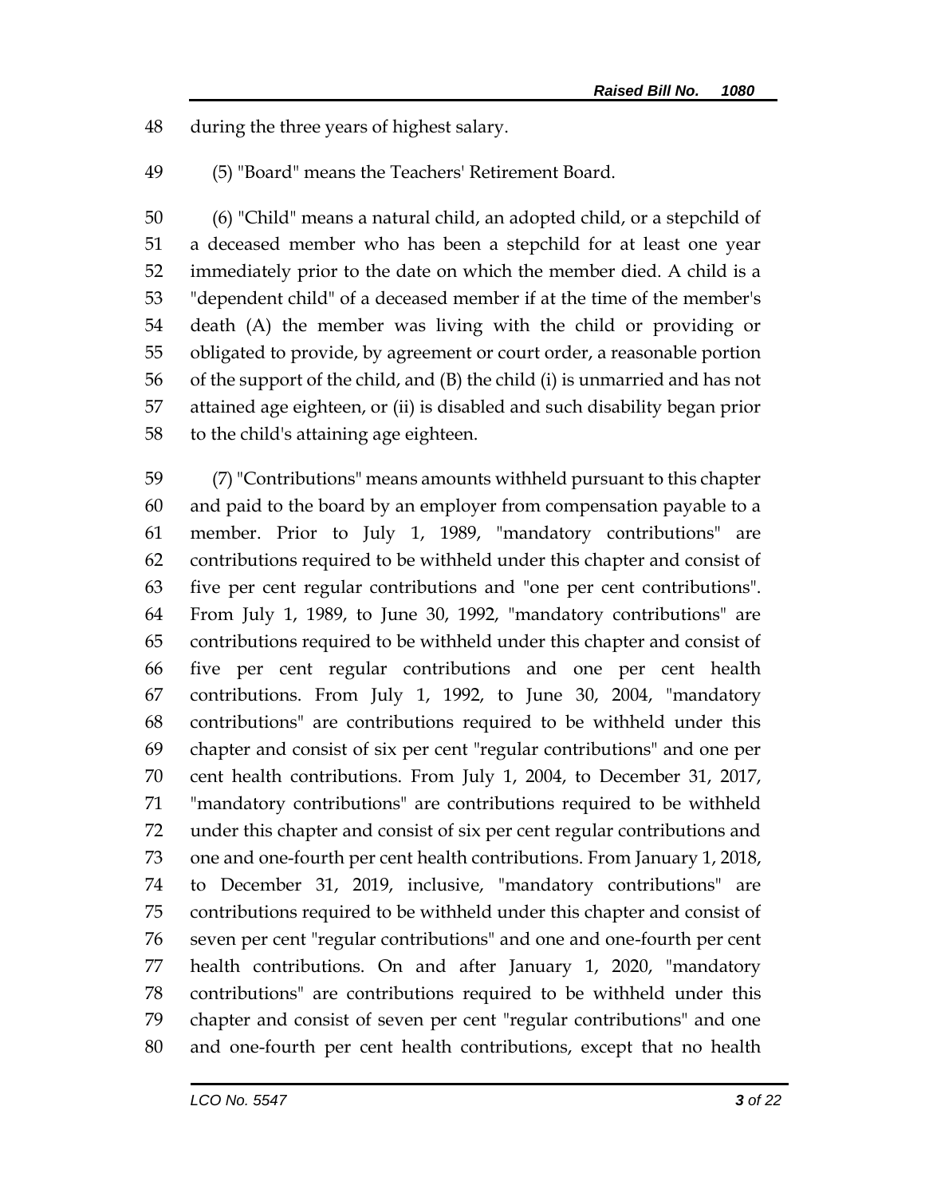during the three years of highest salary.

(5) "Board" means the Teachers' Retirement Board.

(6) "Child" means a natural child, an adopted child, or a stepchild of a deceased member who has been a stepchild for at least one year immediately prior to the date on which the member died. A child is a "dependent child" of a deceased member if at the time of the member's death (A) the member was living with the child or providing or obligated to provide, by agreement or court order, a reasonable portion of the support of the child, and (B) the child (i) is unmarried and has not attained age eighteen, or (ii) is disabled and such disability began prior to the child's attaining age eighteen.

(7) "Contributions" means amounts withheld pursuant to this chapter and paid to the board by an employer from compensation payable to a member. Prior to July 1, 1989, "mandatory contributions" are contributions required to be withheld under this chapter and consist of five per cent regular contributions and "one per cent contributions". From July 1, 1989, to June 30, 1992, "mandatory contributions" are contributions required to be withheld under this chapter and consist of five per cent regular contributions and one per cent health contributions. From July 1, 1992, to June 30, 2004, "mandatory contributions" are contributions required to be withheld under this chapter and consist of six per cent "regular contributions" and one per cent health contributions. From July 1, 2004, to December 31, 2017, "mandatory contributions" are contributions required to be withheld under this chapter and consist of six per cent regular contributions and one and one-fourth per cent health contributions. From January 1, 2018, to December 31, 2019, inclusive, "mandatory contributions" are contributions required to be withheld under this chapter and consist of seven per cent "regular contributions" and one and one-fourth per cent health contributions. On and after January 1, 2020, "mandatory contributions" are contributions required to be withheld under this chapter and consist of seven per cent "regular contributions" and one and one-fourth per cent health contributions, except that no health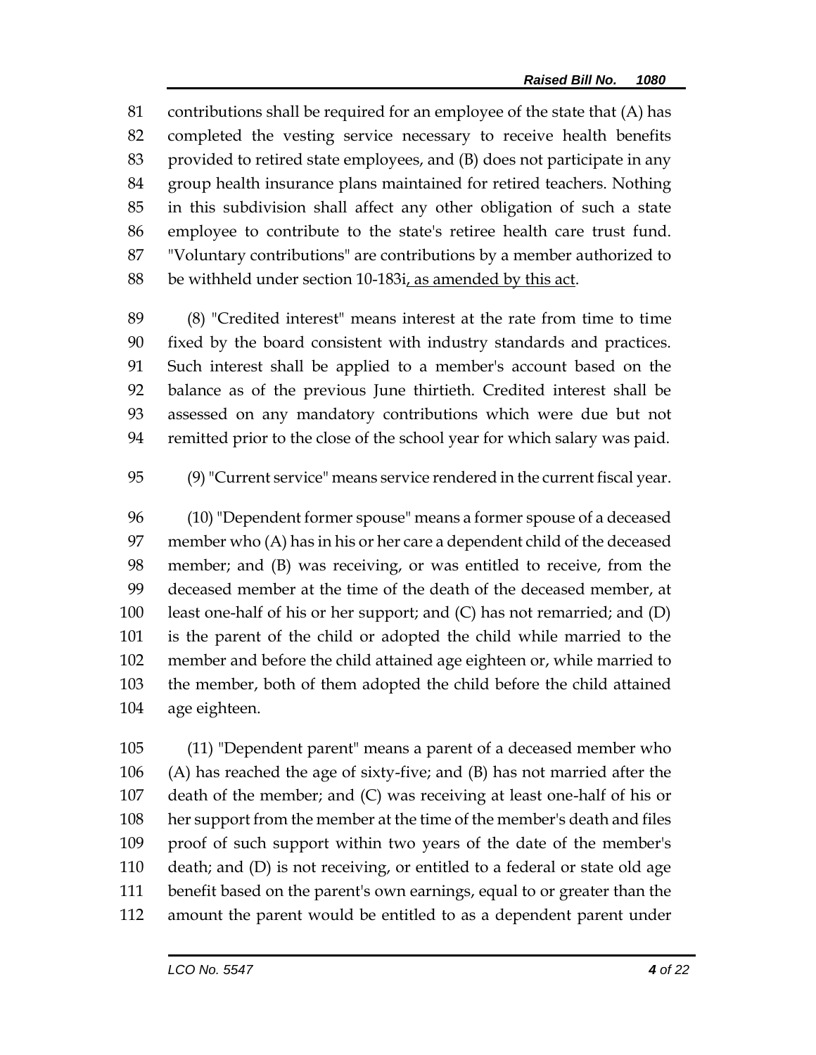contributions shall be required for an employee of the state that (A) has completed the vesting service necessary to receive health benefits provided to retired state employees, and (B) does not participate in any group health insurance plans maintained for retired teachers. Nothing in this subdivision shall affect any other obligation of such a state employee to contribute to the state's retiree health care trust fund. "Voluntary contributions" are contributions by a member authorized to be withheld under section 10-183i, as amended by this act.

(8) "Credited interest" means interest at the rate from time to time fixed by the board consistent with industry standards and practices. Such interest shall be applied to a member's account based on the balance as of the previous June thirtieth. Credited interest shall be assessed on any mandatory contributions which were due but not remitted prior to the close of the school year for which salary was paid.

(9) "Current service" means service rendered in the current fiscal year.

(10) "Dependent former spouse" means a former spouse of a deceased member who (A) has in his or her care a dependent child of the deceased member; and (B) was receiving, or was entitled to receive, from the deceased member at the time of the death of the deceased member, at least one-half of his or her support; and (C) has not remarried; and (D) is the parent of the child or adopted the child while married to the member and before the child attained age eighteen or, while married to the member, both of them adopted the child before the child attained age eighteen.

(11) "Dependent parent" means a parent of a deceased member who (A) has reached the age of sixty-five; and (B) has not married after the death of the member; and (C) was receiving at least one-half of his or her support from the member at the time of the member's death and files proof of such support within two years of the date of the member's death; and (D) is not receiving, or entitled to a federal or state old age benefit based on the parent's own earnings, equal to or greater than the amount the parent would be entitled to as a dependent parent under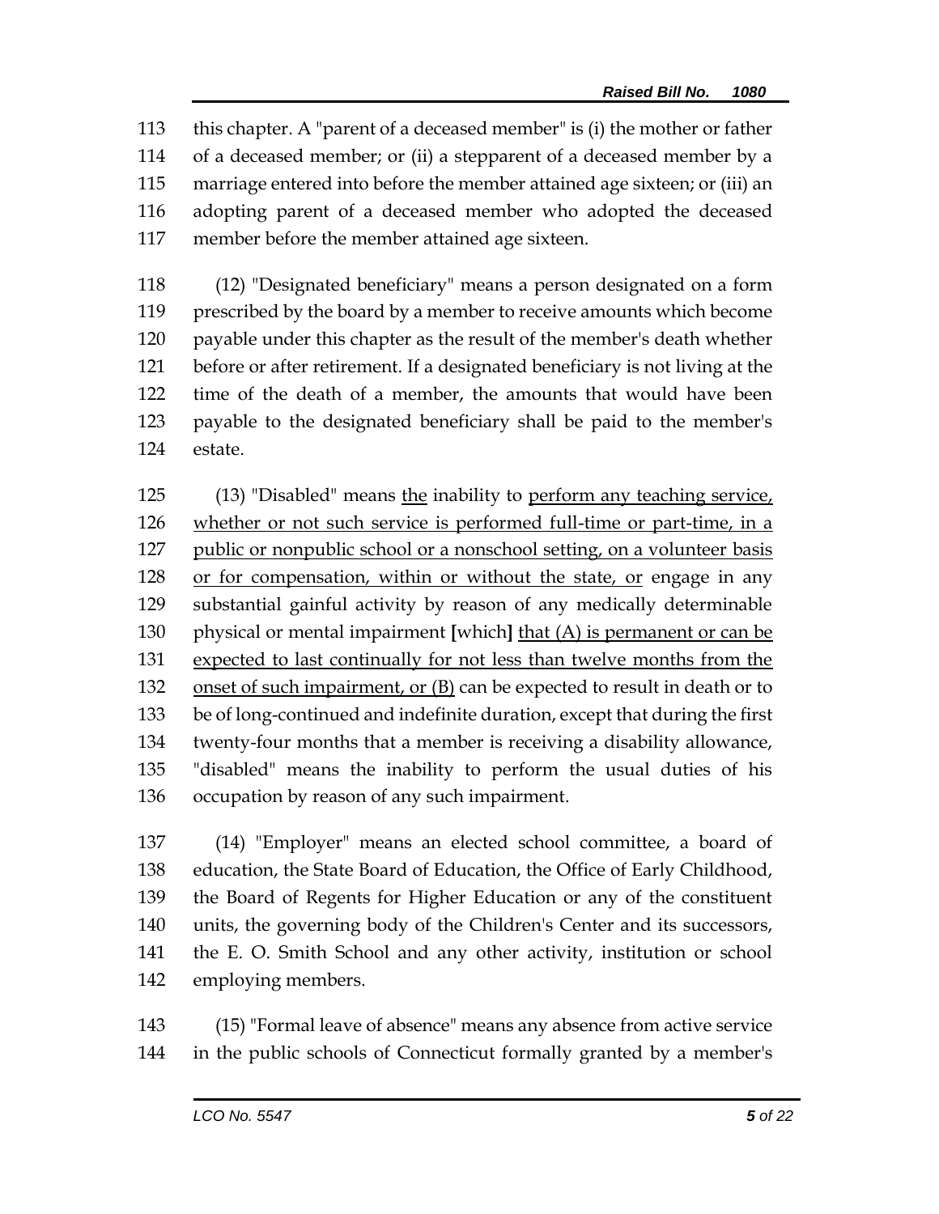this chapter. A "parent of a deceased member" is (i) the mother or father of a deceased member; or (ii) a stepparent of a deceased member by a marriage entered into before the member attained age sixteen; or (iii) an adopting parent of a deceased member who adopted the deceased member before the member attained age sixteen.

(12) "Designated beneficiary" means a person designated on a form prescribed by the board by a member to receive amounts which become payable under this chapter as the result of the member's death whether before or after retirement. If a designated beneficiary is not living at the time of the death of a member, the amounts that would have been payable to the designated beneficiary shall be paid to the member's estate.

(13) "Disabled" means <u>the</u> inability to <u>perform any teaching service, whether or not such service is performed full-time or part-time, in a public or nonpublic school or a nonschool setting, on a volunteer basis or for compensation, within or without the state, or</u> engage in any substantial gainful activity by reason of any medically determinable physical or mental impairment **[**which**]** <u>that (A) is permanent or can be expected to last continually for not less than twelve months from the onset of such impairment, or (B)</u> can be expected to result in death or to be of long-continued and indefinite duration, except that during the first twenty-four months that a member is receiving a disability allowance, "disabled" means the inability to perform the usual duties of his occupation by reason of any such impairment.

(14) "Employer" means an elected school committee, a board of education, the State Board of Education, the Office of Early Childhood, the Board of Regents for Higher Education or any of the constituent units, the governing body of the Children's Center and its successors, the E. O. Smith School and any other activity, institution or school employing members.

(15) "Formal leave of absence" means any absence from active service in the public schools of Connecticut formally granted by a member's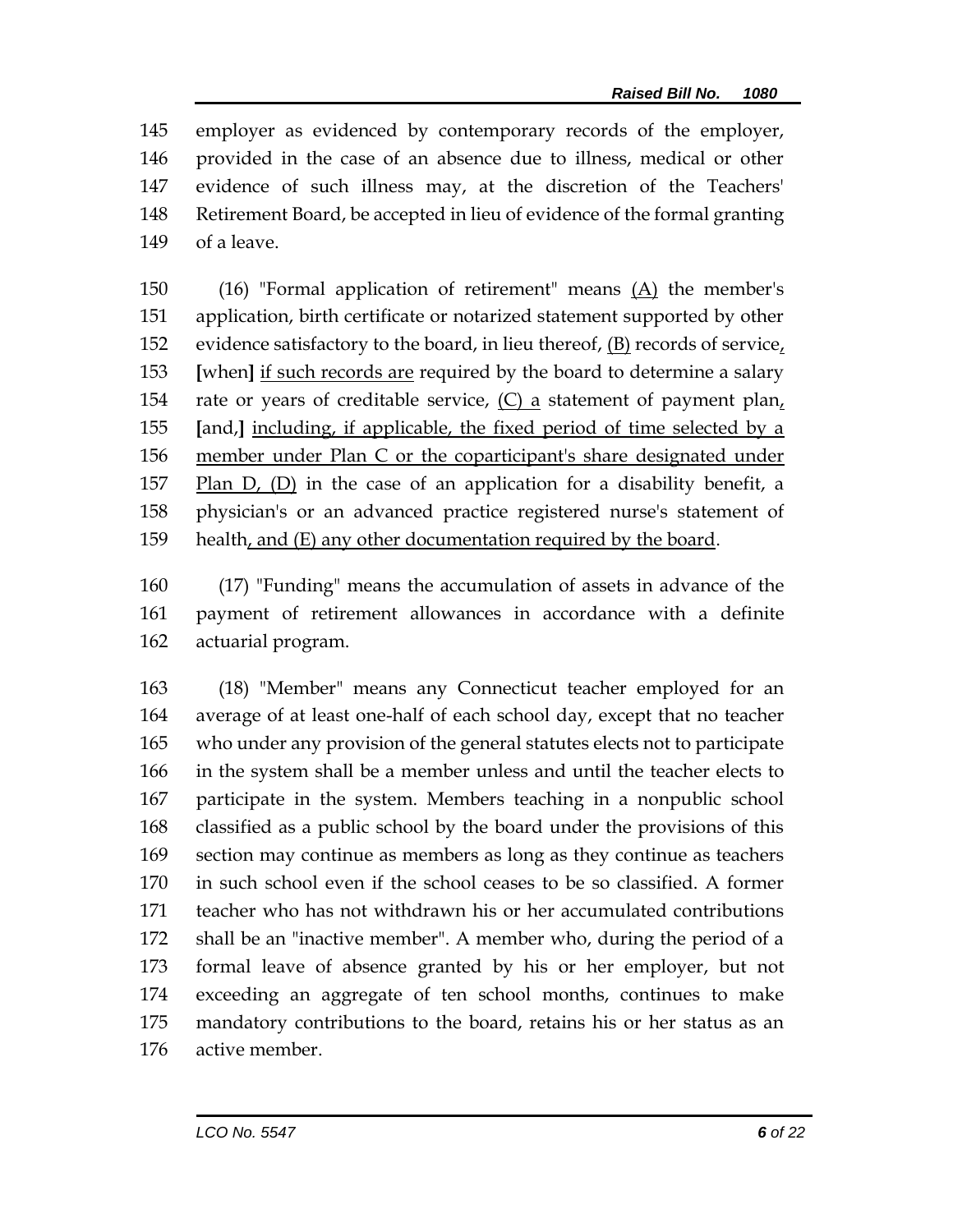employer as evidenced by contemporary records of the employer, provided in the case of an absence due to illness, medical or other evidence of such illness may, at the discretion of the Teachers' Retirement Board, be accepted in lieu of evidence of the formal granting of a leave.

(16) "Formal application of retirement" means <u>(A)</u> the member's application, birth certificate or notarized statement supported by other evidence satisfactory to the board, in lieu thereof, <u>(B)</u> records of service<u>,</u> [when] <u>if such records are</u> required by the board to determine a salary rate or years of creditable service, <u>(C) a</u> statement of payment plan<u>,</u> [and,] <u>including, if applicable, the fixed period of time selected by a member under Plan C or the coparticipant's share designated under Plan D, (D)</u> in the case of an application for a disability benefit, a physician's or an advanced practice registered nurse's statement of health<u>, and (E) any other documentation required by the board</u>.

(17) "Funding" means the accumulation of assets in advance of the payment of retirement allowances in accordance with a definite actuarial program.

(18) "Member" means any Connecticut teacher employed for an average of at least one-half of each school day, except that no teacher who under any provision of the general statutes elects not to participate in the system shall be a member unless and until the teacher elects to participate in the system. Members teaching in a nonpublic school classified as a public school by the board under the provisions of this section may continue as members as long as they continue as teachers in such school even if the school ceases to be so classified. A former teacher who has not withdrawn his or her accumulated contributions shall be an "inactive member". A member who, during the period of a formal leave of absence granted by his or her employer, but not exceeding an aggregate of ten school months, continues to make mandatory contributions to the board, retains his or her status as an active member.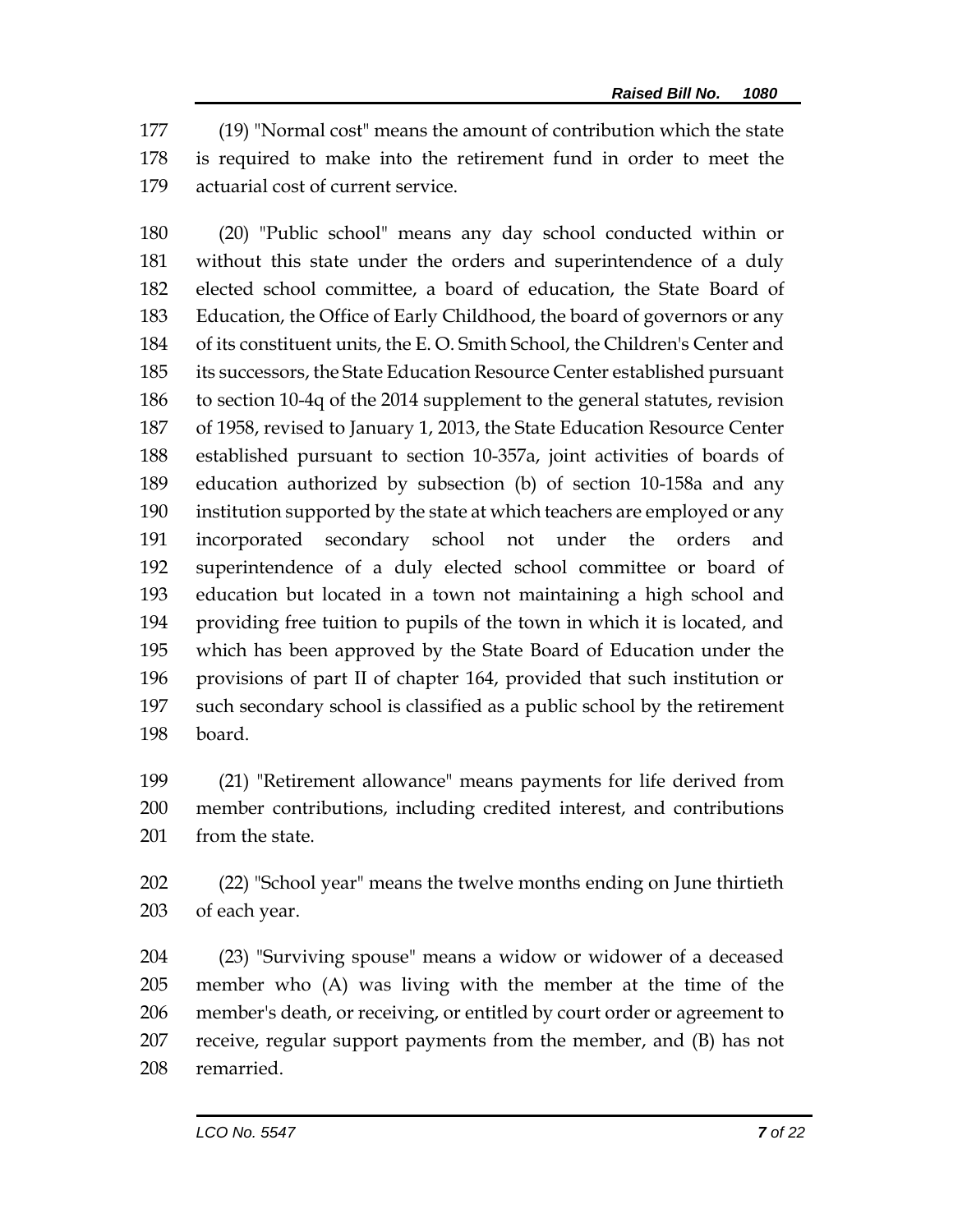(19) "Normal cost" means the amount of contribution which the state is required to make into the retirement fund in order to meet the actuarial cost of current service.

(20) "Public school" means any day school conducted within or without this state under the orders and superintendence of a duly elected school committee, a board of education, the State Board of Education, the Office of Early Childhood, the board of governors or any of its constituent units, the E. O. Smith School, the Children's Center and its successors, the State Education Resource Center established pursuant to section 10-4q of the 2014 supplement to the general statutes, revision of 1958, revised to January 1, 2013, the State Education Resource Center established pursuant to section 10-357a, joint activities of boards of education authorized by subsection (b) of section 10-158a and any institution supported by the state at which teachers are employed or any incorporated secondary school not under the orders and superintendence of a duly elected school committee or board of education but located in a town not maintaining a high school and providing free tuition to pupils of the town in which it is located, and which has been approved by the State Board of Education under the provisions of part II of chapter 164, provided that such institution or such secondary school is classified as a public school by the retirement board.

(21) "Retirement allowance" means payments for life derived from member contributions, including credited interest, and contributions from the state.

(22) "School year" means the twelve months ending on June thirtieth of each year.

(23) "Surviving spouse" means a widow or widower of a deceased member who (A) was living with the member at the time of the member's death, or receiving, or entitled by court order or agreement to receive, regular support payments from the member, and (B) has not remarried.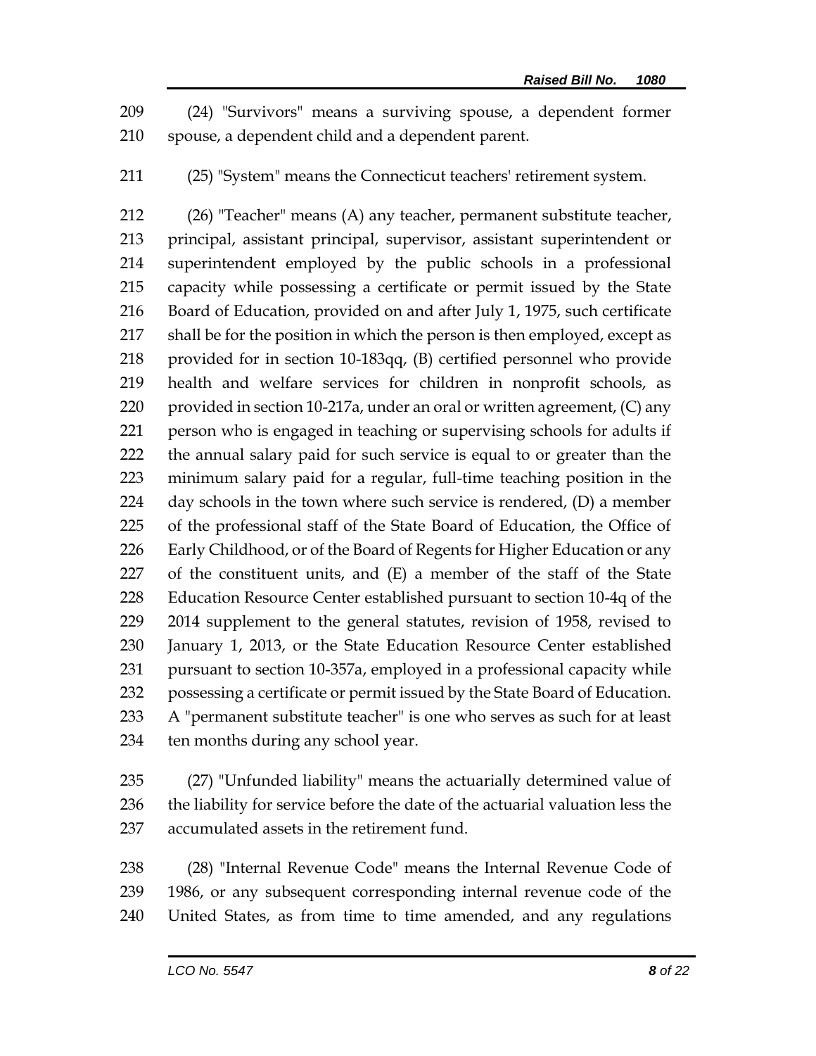(24) "Survivors" means a surviving spouse, a dependent former spouse, a dependent child and a dependent parent.

(25) "System" means the Connecticut teachers' retirement system.

(26) "Teacher" means (A) any teacher, permanent substitute teacher, principal, assistant principal, supervisor, assistant superintendent or superintendent employed by the public schools in a professional capacity while possessing a certificate or permit issued by the State Board of Education, provided on and after July 1, 1975, such certificate shall be for the position in which the person is then employed, except as provided for in section 10-183qq, (B) certified personnel who provide health and welfare services for children in nonprofit schools, as provided in section 10-217a, under an oral or written agreement, (C) any person who is engaged in teaching or supervising schools for adults if the annual salary paid for such service is equal to or greater than the minimum salary paid for a regular, full-time teaching position in the day schools in the town where such service is rendered, (D) a member of the professional staff of the State Board of Education, the Office of Early Childhood, or of the Board of Regents for Higher Education or any of the constituent units, and (E) a member of the staff of the State Education Resource Center established pursuant to section 10-4q of the 2014 supplement to the general statutes, revision of 1958, revised to January 1, 2013, or the State Education Resource Center established pursuant to section 10-357a, employed in a professional capacity while possessing a certificate or permit issued by the State Board of Education. A "permanent substitute teacher" is one who serves as such for at least ten months during any school year.

(27) "Unfunded liability" means the actuarially determined value of the liability for service before the date of the actuarial valuation less the accumulated assets in the retirement fund.

(28) "Internal Revenue Code" means the Internal Revenue Code of 1986, or any subsequent corresponding internal revenue code of the United States, as from time to time amended, and any regulations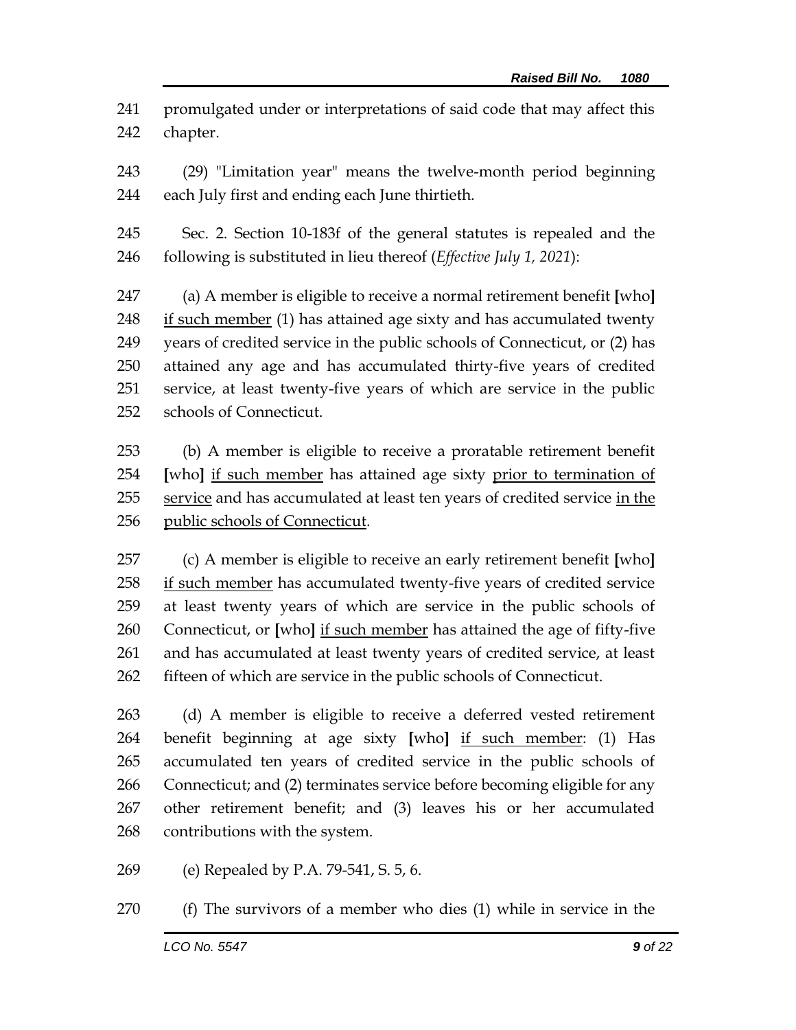promulgated under or interpretations of said code that may affect this chapter.

(29) "Limitation year" means the twelve-month period beginning each July first and ending each June thirtieth.

Sec. 2. Section 10-183f of the general statutes is repealed and the following is substituted in lieu thereof (*Effective July 1, 2021*):

(a) A member is eligible to receive a normal retirement benefit **[**who**]** if such member (1) has attained age sixty and has accumulated twenty years of credited service in the public schools of Connecticut, or (2) has attained any age and has accumulated thirty-five years of credited service, at least twenty-five years of which are service in the public schools of Connecticut.

(b) A member is eligible to receive a proratable retirement benefit **[**who**]** if such member has attained age sixty prior to termination of service and has accumulated at least ten years of credited service in the public schools of Connecticut.

(c) A member is eligible to receive an early retirement benefit **[**who**]** if such member has accumulated twenty-five years of credited service at least twenty years of which are service in the public schools of Connecticut, or **[**who**]** if such member has attained the age of fifty-five and has accumulated at least twenty years of credited service, at least fifteen of which are service in the public schools of Connecticut.

(d) A member is eligible to receive a deferred vested retirement benefit beginning at age sixty **[**who**]** if such member: (1) Has accumulated ten years of credited service in the public schools of Connecticut; and (2) terminates service before becoming eligible for any other retirement benefit; and (3) leaves his or her accumulated contributions with the system.

(e) Repealed by P.A. 79-541, S. 5, 6.

(f) The survivors of a member who dies (1) while in service in the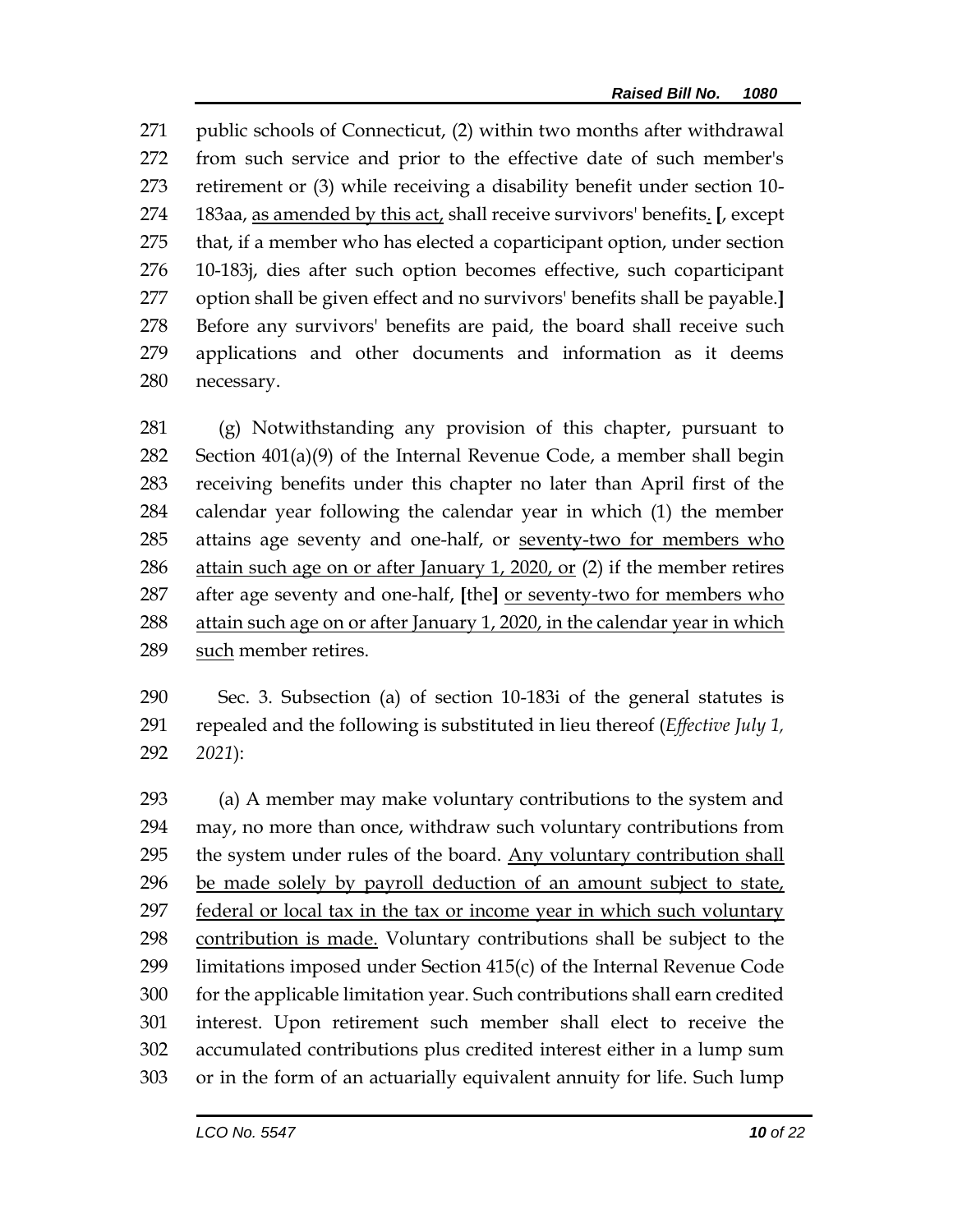public schools of Connecticut, (2) within two months after withdrawal from such service and prior to the effective date of such member's retirement or (3) while receiving a disability benefit under section 10-183aa, <u>as amended by this act,</u> shall receive survivors' benefits<u>.</u> [, except that, if a member who has elected a coparticipant option, under section 10-183j, dies after such option becomes effective, such coparticipant option shall be given effect and no survivors' benefits shall be payable.] Before any survivors' benefits are paid, the board shall receive such applications and other documents and information as it deems necessary.

(g) Notwithstanding any provision of this chapter, pursuant to Section 401(a)(9) of the Internal Revenue Code, a member shall begin receiving benefits under this chapter no later than April first of the calendar year following the calendar year in which (1) the member attains age seventy and one-half, or <u>seventy-two for members who attain such age on or after January 1, 2020, or</u> (2) if the member retires after age seventy and one-half, [the] <u>or seventy-two for members who attain such age on or after January 1, 2020, in the calendar year in which such</u> member retires.

Sec. 3. Subsection (a) of section 10-183i of the general statutes is repealed and the following is substituted in lieu thereof (*Effective July 1, 2021*):

(a) A member may make voluntary contributions to the system and may, no more than once, withdraw such voluntary contributions from the system under rules of the board. <u>Any voluntary contribution shall be made solely by payroll deduction of an amount subject to state, federal or local tax in the tax or income year in which such voluntary contribution is made.</u> Voluntary contributions shall be subject to the limitations imposed under Section 415(c) of the Internal Revenue Code for the applicable limitation year. Such contributions shall earn credited interest. Upon retirement such member shall elect to receive the accumulated contributions plus credited interest either in a lump sum or in the form of an actuarially equivalent annuity for life. Such lump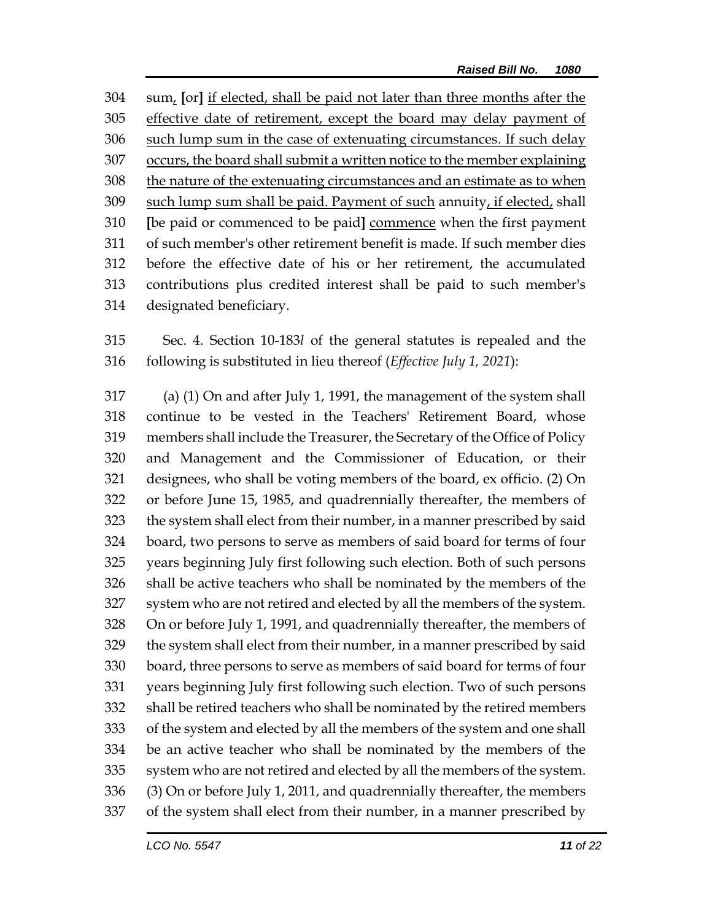304 sum, [or] <u>if elected, shall be paid not later than three months after the</u>
305 <u>effective date of retirement, except the board may delay payment of</u>
306 <u>such lump sum in the case of extenuating circumstances. If such delay</u>
307 <u>occurs, the board shall submit a written notice to the member explaining</u>
308 <u>the nature of the extenuating circumstances and an estimate as to when</u>
309 <u>such lump sum shall be paid. Payment of such</u> annuity<u>, if elected,</u> shall
310 [be paid or commenced to be paid] <u>commence</u> when the first payment
311 of such member's other retirement benefit is made. If such member dies
312 before the effective date of his or her retirement, the accumulated
313 contributions plus credited interest shall be paid to such member's
314 designated beneficiary.

315 Sec. 4. Section 10-183*l* of the general statutes is repealed and the
316 following is substituted in lieu thereof (*Effective July 1, 2021*):

317 (a) (1) On and after July 1, 1991, the management of the system shall
318 continue to be vested in the Teachers' Retirement Board, whose
319 members shall include the Treasurer, the Secretary of the Office of Policy
320 and Management and the Commissioner of Education, or their
321 designees, who shall be voting members of the board, ex officio. (2) On
322 or before June 15, 1985, and quadrennially thereafter, the members of
323 the system shall elect from their number, in a manner prescribed by said
324 board, two persons to serve as members of said board for terms of four
325 years beginning July first following such election. Both of such persons
326 shall be active teachers who shall be nominated by the members of the
327 system who are not retired and elected by all the members of the system.
328 On or before July 1, 1991, and quadrennially thereafter, the members of
329 the system shall elect from their number, in a manner prescribed by said
330 board, three persons to serve as members of said board for terms of four
331 years beginning July first following such election. Two of such persons
332 shall be retired teachers who shall be nominated by the retired members
333 of the system and elected by all the members of the system and one shall
334 be an active teacher who shall be nominated by the members of the
335 system who are not retired and elected by all the members of the system.
336 (3) On or before July 1, 2011, and quadrennially thereafter, the members
337 of the system shall elect from their number, in a manner prescribed by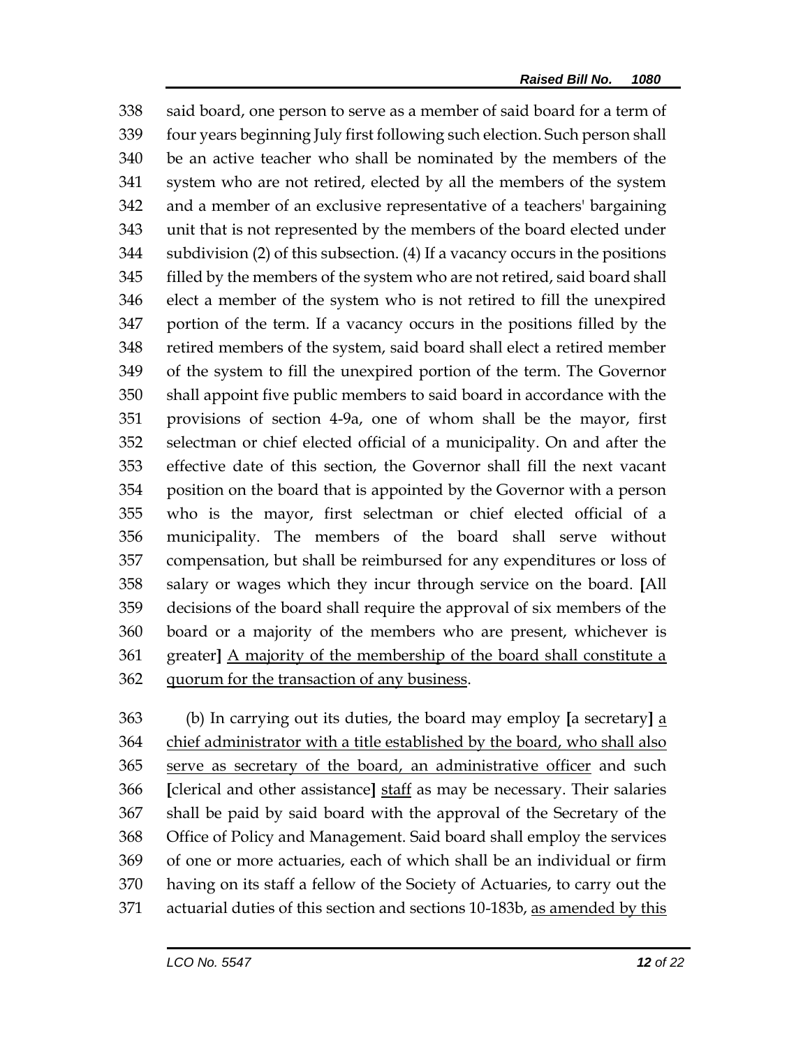338 said board, one person to serve as a member of said board for a term of
339 four years beginning July first following such election. Such person shall
340 be an active teacher who shall be nominated by the members of the
341 system who are not retired, elected by all the members of the system
342 and a member of an exclusive representative of a teachers' bargaining
343 unit that is not represented by the members of the board elected under
344 subdivision (2) of this subsection. (4) If a vacancy occurs in the positions
345 filled by the members of the system who are not retired, said board shall
346 elect a member of the system who is not retired to fill the unexpired
347 portion of the term. If a vacancy occurs in the positions filled by the
348 retired members of the system, said board shall elect a retired member
349 of the system to fill the unexpired portion of the term. The Governor
350 shall appoint five public members to said board in accordance with the
351 provisions of section 4-9a, one of whom shall be the mayor, first
352 selectman or chief elected official of a municipality. On and after the
353 effective date of this section, the Governor shall fill the next vacant
354 position on the board that is appointed by the Governor with a person
355 who is the mayor, first selectman or chief elected official of a
356 municipality. The members of the board shall serve without
357 compensation, but shall be reimbursed for any expenditures or loss of
358 salary or wages which they incur through service on the board. **[**All
359 decisions of the board shall require the approval of six members of the
360 board or a majority of the members who are present, whichever is
361 greater**]** <u>A majority of the membership of the board shall constitute a</u>
362 <u>quorum for the transaction of any business</u>.

363 (b) In carrying out its duties, the board may employ **[**a secretary**]** <u>a</u>
364 <u>chief administrator with a title established by the board, who shall also</u>
365 <u>serve as secretary of the board, an administrative officer</u> and such
366 **[**clerical and other assistance**]** <u>staff</u> as may be necessary. Their salaries
367 shall be paid by said board with the approval of the Secretary of the
368 Office of Policy and Management. Said board shall employ the services
369 of one or more actuaries, each of which shall be an individual or firm
370 having on its staff a fellow of the Society of Actuaries, to carry out the
371 actuarial duties of this section and sections 10-183b, <u>as amended by this</u>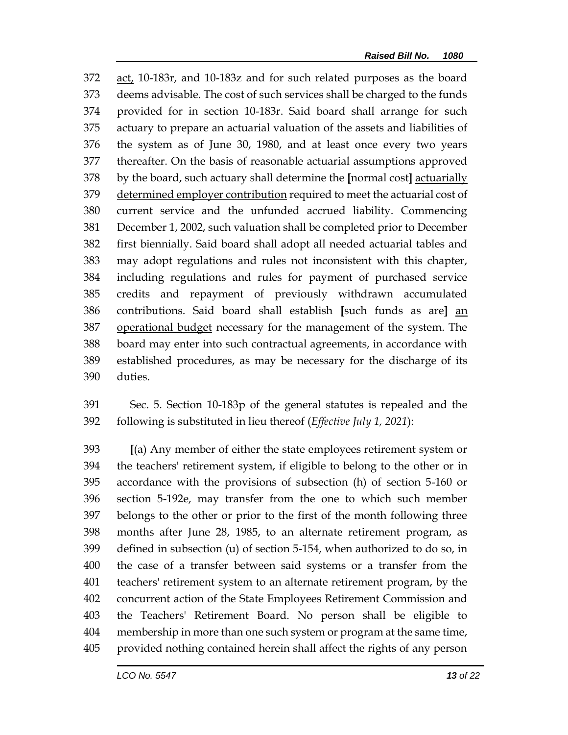372 act, 10-183r, and 10-183z and for such related purposes as the board
373 deems advisable. The cost of such services shall be charged to the funds
374 provided for in section 10-183r. Said board shall arrange for such
375 actuary to prepare an actuarial valuation of the assets and liabilities of
376 the system as of June 30, 1980, and at least once every two years
377 thereafter. On the basis of reasonable actuarial assumptions approved
378 by the board, such actuary shall determine the **[**normal cost**]** actuarially
379 determined employer contribution required to meet the actuarial cost of
380 current service and the unfunded accrued liability. Commencing
381 December 1, 2002, such valuation shall be completed prior to December
382 first biennially. Said board shall adopt all needed actuarial tables and
383 may adopt regulations and rules not inconsistent with this chapter,
384 including regulations and rules for payment of purchased service
385 credits and repayment of previously withdrawn accumulated
386 contributions. Said board shall establish **[**such funds as are**]** an
387 operational budget necessary for the management of the system. The
388 board may enter into such contractual agreements, in accordance with
389 established procedures, as may be necessary for the discharge of its
390 duties.

391 Sec. 5. Section 10-183p of the general statutes is repealed and the
392 following is substituted in lieu thereof (*Effective July 1, 2021*):

393 **[**(a) Any member of either the state employees retirement system or
394 the teachers' retirement system, if eligible to belong to the other or in
395 accordance with the provisions of subsection (h) of section 5-160 or
396 section 5-192e, may transfer from the one to which such member
397 belongs to the other or prior to the first of the month following three
398 months after June 28, 1985, to an alternate retirement program, as
399 defined in subsection (u) of section 5-154, when authorized to do so, in
400 the case of a transfer between said systems or a transfer from the
401 teachers' retirement system to an alternate retirement program, by the
402 concurrent action of the State Employees Retirement Commission and
403 the Teachers' Retirement Board. No person shall be eligible to
404 membership in more than one such system or program at the same time,
405 provided nothing contained herein shall affect the rights of any person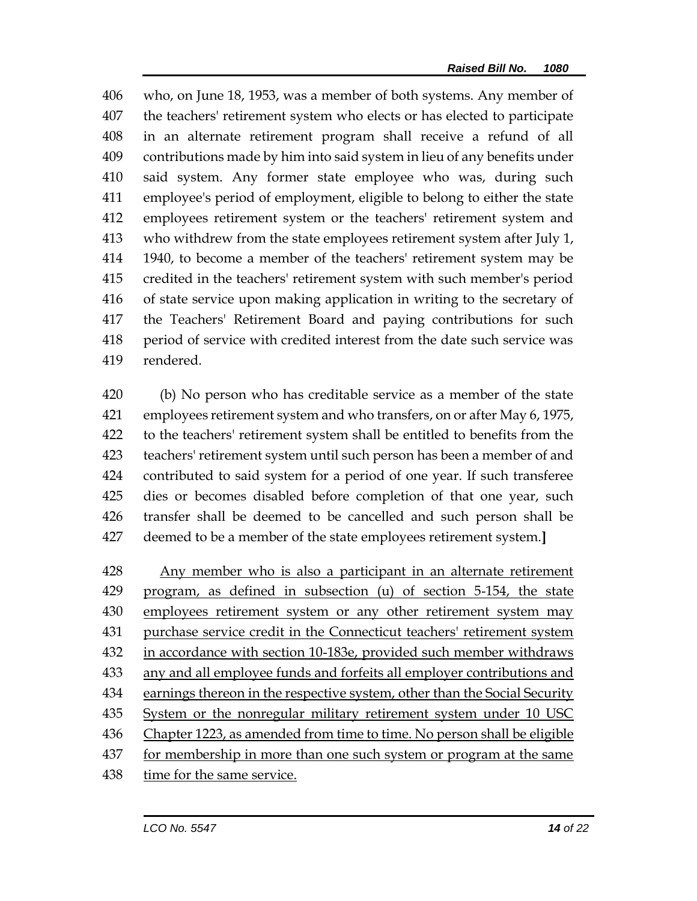who, on June 18, 1953, was a member of both systems. Any member of the teachers' retirement system who elects or has elected to participate in an alternate retirement program shall receive a refund of all contributions made by him into said system in lieu of any benefits under said system. Any former state employee who was, during such employee's period of employment, eligible to belong to either the state employees retirement system or the teachers' retirement system and who withdrew from the state employees retirement system after July 1, 1940, to become a member of the teachers' retirement system may be credited in the teachers' retirement system with such member's period of state service upon making application in writing to the secretary of the Teachers' Retirement Board and paying contributions for such period of service with credited interest from the date such service was rendered.

(b) No person who has creditable service as a member of the state employees retirement system and who transfers, on or after May 6, 1975, to the teachers' retirement system shall be entitled to benefits from the teachers' retirement system until such person has been a member of and contributed to said system for a period of one year. If such transferee dies or becomes disabled before completion of that one year, such transfer shall be deemed to be cancelled and such person shall be deemed to be a member of the state employees retirement system.**]**

<u>Any member who is also a participant in an alternate retirement program, as defined in subsection (u) of section 5-154, the state employees retirement system or any other retirement system may purchase service credit in the Connecticut teachers' retirement system in accordance with section 10-183e, provided such member withdraws any and all employee funds and forfeits all employer contributions and earnings thereon in the respective system, other than the Social Security System or the nonregular military retirement system under 10 USC Chapter 1223, as amended from time to time. No person shall be eligible for membership in more than one such system or program at the same time for the same service.</u>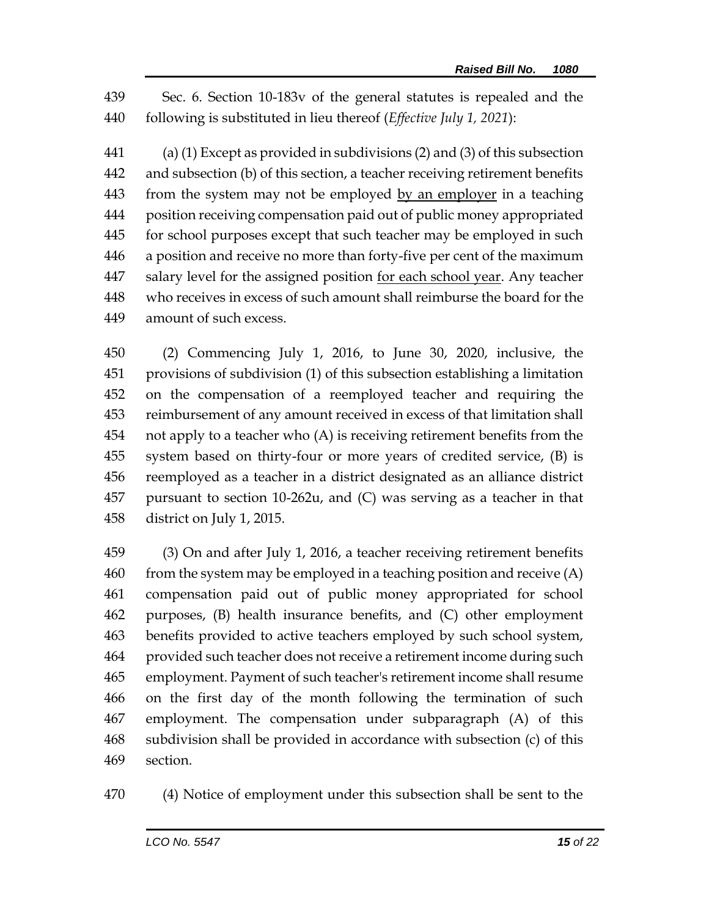Sec. 6. Section 10-183v of the general statutes is repealed and the following is substituted in lieu thereof (*Effective July 1, 2021*):

(a) (1) Except as provided in subdivisions (2) and (3) of this subsection and subsection (b) of this section, a teacher receiving retirement benefits from the system may not be employed by an employer in a teaching position receiving compensation paid out of public money appropriated for school purposes except that such teacher may be employed in such a position and receive no more than forty-five per cent of the maximum salary level for the assigned position for each school year. Any teacher who receives in excess of such amount shall reimburse the board for the amount of such excess.

(2) Commencing July 1, 2016, to June 30, 2020, inclusive, the provisions of subdivision (1) of this subsection establishing a limitation on the compensation of a reemployed teacher and requiring the reimbursement of any amount received in excess of that limitation shall not apply to a teacher who (A) is receiving retirement benefits from the system based on thirty-four or more years of credited service, (B) is reemployed as a teacher in a district designated as an alliance district pursuant to section 10-262u, and (C) was serving as a teacher in that district on July 1, 2015.

(3) On and after July 1, 2016, a teacher receiving retirement benefits from the system may be employed in a teaching position and receive (A) compensation paid out of public money appropriated for school purposes, (B) health insurance benefits, and (C) other employment benefits provided to active teachers employed by such school system, provided such teacher does not receive a retirement income during such employment. Payment of such teacher's retirement income shall resume on the first day of the month following the termination of such employment. The compensation under subparagraph (A) of this subdivision shall be provided in accordance with subsection (c) of this section.

(4) Notice of employment under this subsection shall be sent to the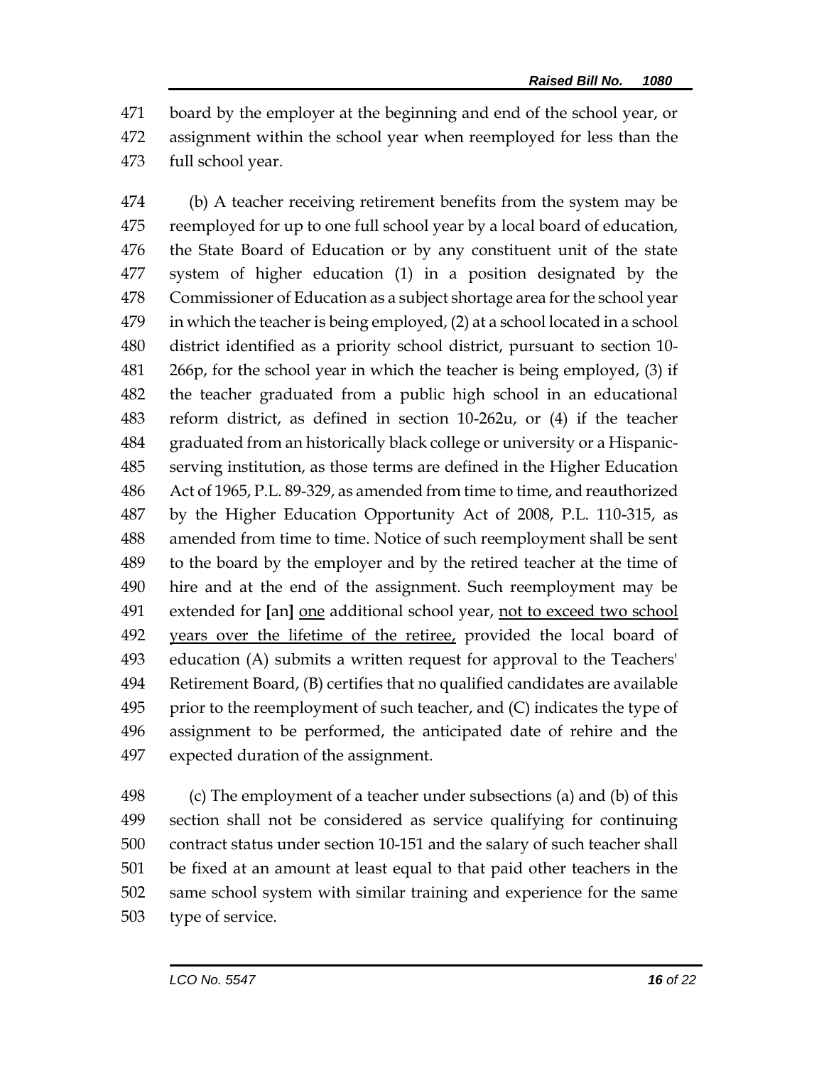board by the employer at the beginning and end of the school year, or assignment within the school year when reemployed for less than the full school year.

(b) A teacher receiving retirement benefits from the system may be reemployed for up to one full school year by a local board of education, the State Board of Education or by any constituent unit of the state system of higher education (1) in a position designated by the Commissioner of Education as a subject shortage area for the school year in which the teacher is being employed, (2) at a school located in a school district identified as a priority school district, pursuant to section 10-266p, for the school year in which the teacher is being employed, (3) if the teacher graduated from a public high school in an educational reform district, as defined in section 10-262u, or (4) if the teacher graduated from an historically black college or university or a Hispanic-serving institution, as those terms are defined in the Higher Education Act of 1965, P.L. 89-329, as amended from time to time, and reauthorized by the Higher Education Opportunity Act of 2008, P.L. 110-315, as amended from time to time. Notice of such reemployment shall be sent to the board by the employer and by the retired teacher at the time of hire and at the end of the assignment. Such reemployment may be extended for **[**an**]** <u>one</u> additional school year, <u>not to exceed two school years over the lifetime of the retiree,</u> provided the local board of education (A) submits a written request for approval to the Teachers' Retirement Board, (B) certifies that no qualified candidates are available prior to the reemployment of such teacher, and (C) indicates the type of assignment to be performed, the anticipated date of rehire and the expected duration of the assignment.

(c) The employment of a teacher under subsections (a) and (b) of this section shall not be considered as service qualifying for continuing contract status under section 10-151 and the salary of such teacher shall be fixed at an amount at least equal to that paid other teachers in the same school system with similar training and experience for the same type of service.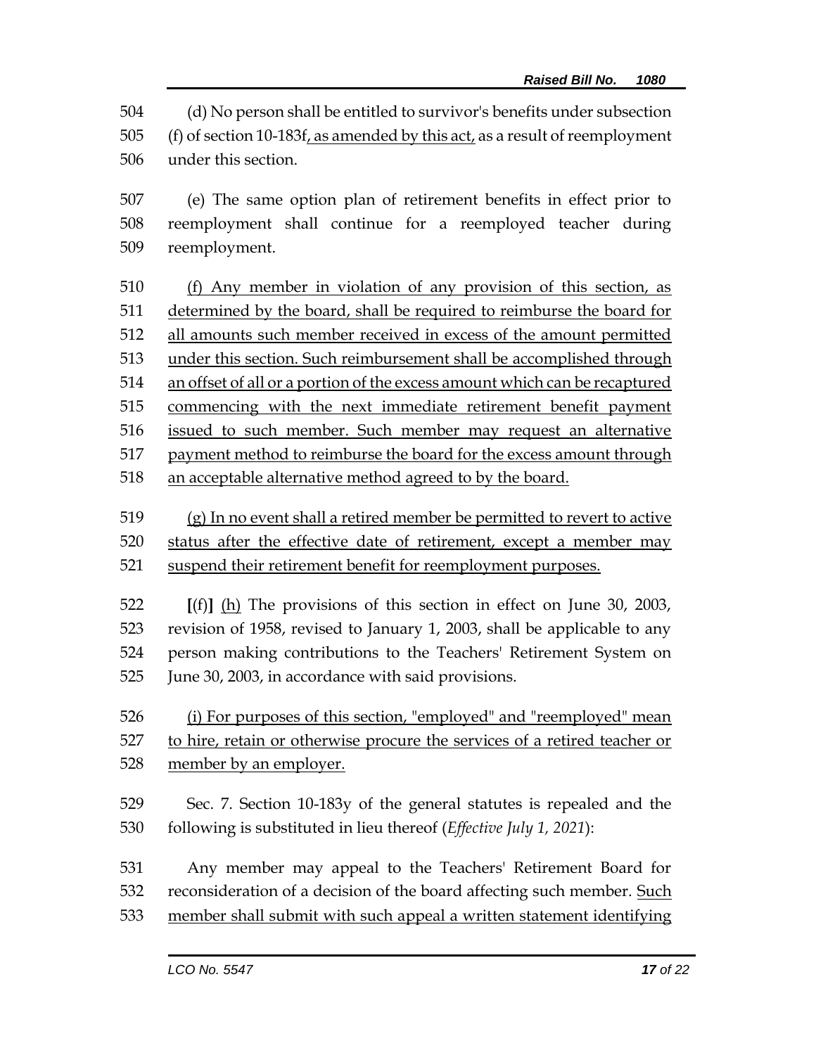(d) No person shall be entitled to survivor's benefits under subsection (f) of section 10-183f<u>, as amended by this act,</u> as a result of reemployment under this section.

(e) The same option plan of retirement benefits in effect prior to reemployment shall continue for a reemployed teacher during reemployment.

<u>(f) Any member in violation of any provision of this section, as determined by the board, shall be required to reimburse the board for all amounts such member received in excess of the amount permitted under this section. Such reimbursement shall be accomplished through an offset of all or a portion of the excess amount which can be recaptured commencing with the next immediate retirement benefit payment issued to such member. Such member may request an alternative payment method to reimburse the board for the excess amount through an acceptable alternative method agreed to by the board.</u>

<u>(g) In no event shall a retired member be permitted to revert to active status after the effective date of retirement, except a member may suspend their retirement benefit for reemployment purposes.</u>

**[**(f)**]** <u>(h)</u> The provisions of this section in effect on June 30, 2003, revision of 1958, revised to January 1, 2003, shall be applicable to any person making contributions to the Teachers' Retirement System on June 30, 2003, in accordance with said provisions.

<u>(i) For purposes of this section, "employed" and "reemployed" mean to hire, retain or otherwise procure the services of a retired teacher or member by an employer.</u>

Sec. 7. Section 10-183y of the general statutes is repealed and the following is substituted in lieu thereof (*Effective July 1, 2021*):

Any member may appeal to the Teachers' Retirement Board for reconsideration of a decision of the board affecting such member. <u>Such member shall submit with such appeal a written statement identifying</u>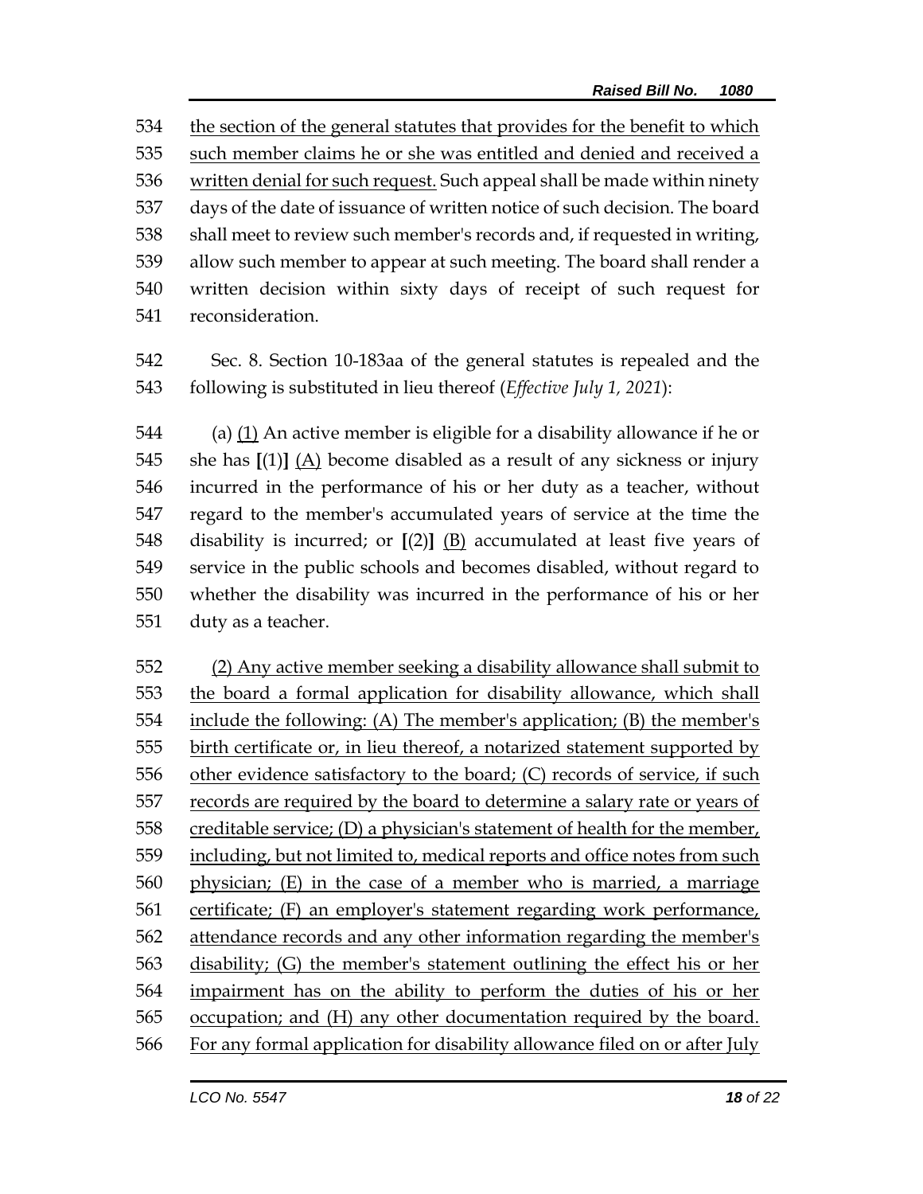the section of the general statutes that provides for the benefit to which such member claims he or she was entitled and denied and received a written denial for such request. Such appeal shall be made within ninety days of the date of issuance of written notice of such decision. The board shall meet to review such member's records and, if requested in writing, allow such member to appear at such meeting. The board shall render a written decision within sixty days of receipt of such request for reconsideration.

Sec. 8. Section 10-183aa of the general statutes is repealed and the following is substituted in lieu thereof (*Effective July 1, 2021*):

(a) (1) An active member is eligible for a disability allowance if he or she has **[**(1)**]** (A) become disabled as a result of any sickness or injury incurred in the performance of his or her duty as a teacher, without regard to the member's accumulated years of service at the time the disability is incurred; or **[**(2)**]** (B) accumulated at least five years of service in the public schools and becomes disabled, without regard to whether the disability was incurred in the performance of his or her duty as a teacher.

(2) Any active member seeking a disability allowance shall submit to the board a formal application for disability allowance, which shall include the following: (A) The member's application; (B) the member's birth certificate or, in lieu thereof, a notarized statement supported by other evidence satisfactory to the board; (C) records of service, if such records are required by the board to determine a salary rate or years of creditable service; (D) a physician's statement of health for the member, including, but not limited to, medical reports and office notes from such physician; (E) in the case of a member who is married, a marriage certificate; (F) an employer's statement regarding work performance, attendance records and any other information regarding the member's disability; (G) the member's statement outlining the effect his or her impairment has on the ability to perform the duties of his or her occupation; and (H) any other documentation required by the board. For any formal application for disability allowance filed on or after July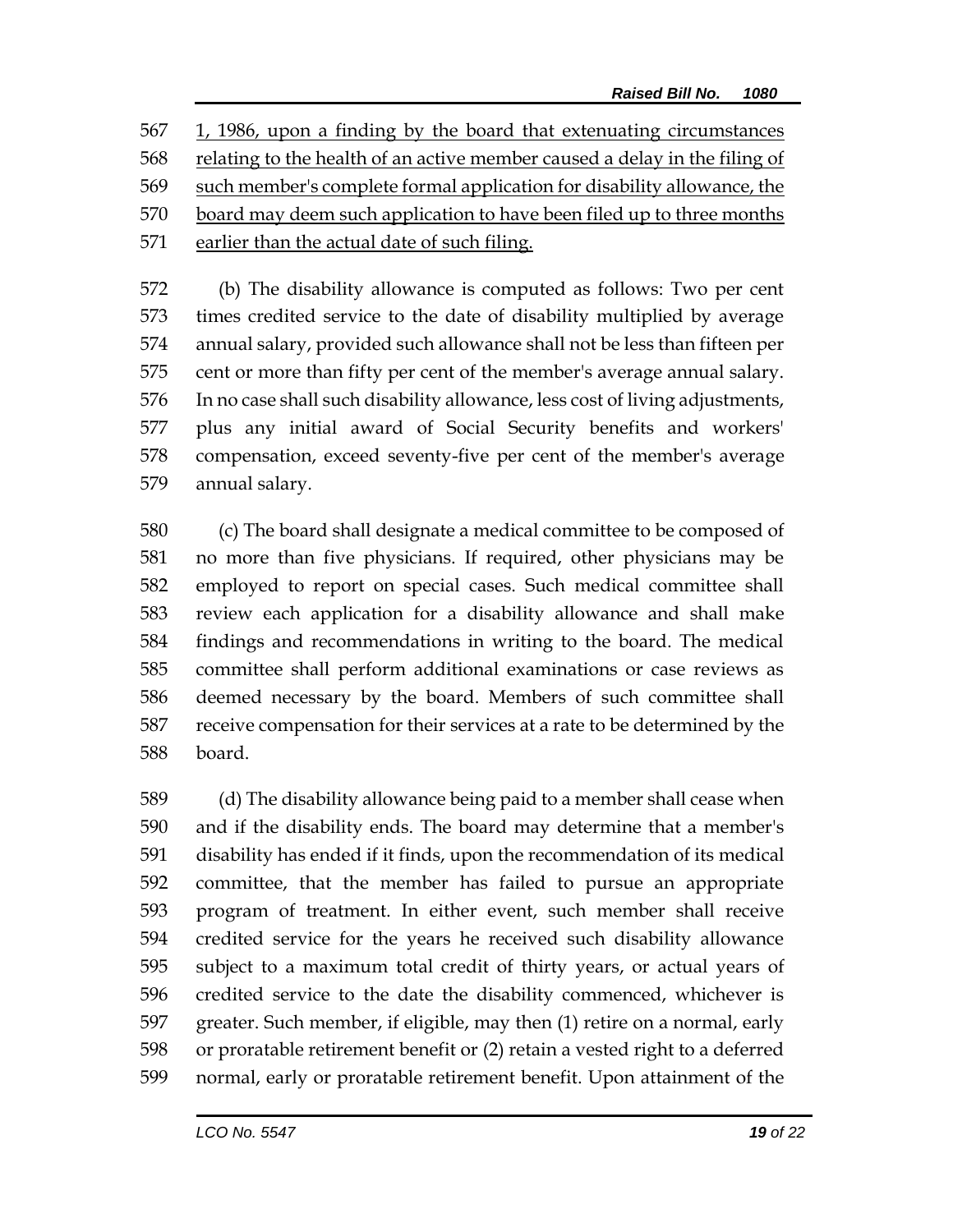1, 1986, upon a finding by the board that extenuating circumstances relating to the health of an active member caused a delay in the filing of such member's complete formal application for disability allowance, the board may deem such application to have been filed up to three months earlier than the actual date of such filing.

(b) The disability allowance is computed as follows: Two per cent times credited service to the date of disability multiplied by average annual salary, provided such allowance shall not be less than fifteen per cent or more than fifty per cent of the member's average annual salary. In no case shall such disability allowance, less cost of living adjustments, plus any initial award of Social Security benefits and workers' compensation, exceed seventy-five per cent of the member's average annual salary.

(c) The board shall designate a medical committee to be composed of no more than five physicians. If required, other physicians may be employed to report on special cases. Such medical committee shall review each application for a disability allowance and shall make findings and recommendations in writing to the board. The medical committee shall perform additional examinations or case reviews as deemed necessary by the board. Members of such committee shall receive compensation for their services at a rate to be determined by the board.

(d) The disability allowance being paid to a member shall cease when and if the disability ends. The board may determine that a member's disability has ended if it finds, upon the recommendation of its medical committee, that the member has failed to pursue an appropriate program of treatment. In either event, such member shall receive credited service for the years he received such disability allowance subject to a maximum total credit of thirty years, or actual years of credited service to the date the disability commenced, whichever is greater. Such member, if eligible, may then (1) retire on a normal, early or proratable retirement benefit or (2) retain a vested right to a deferred normal, early or proratable retirement benefit. Upon attainment of the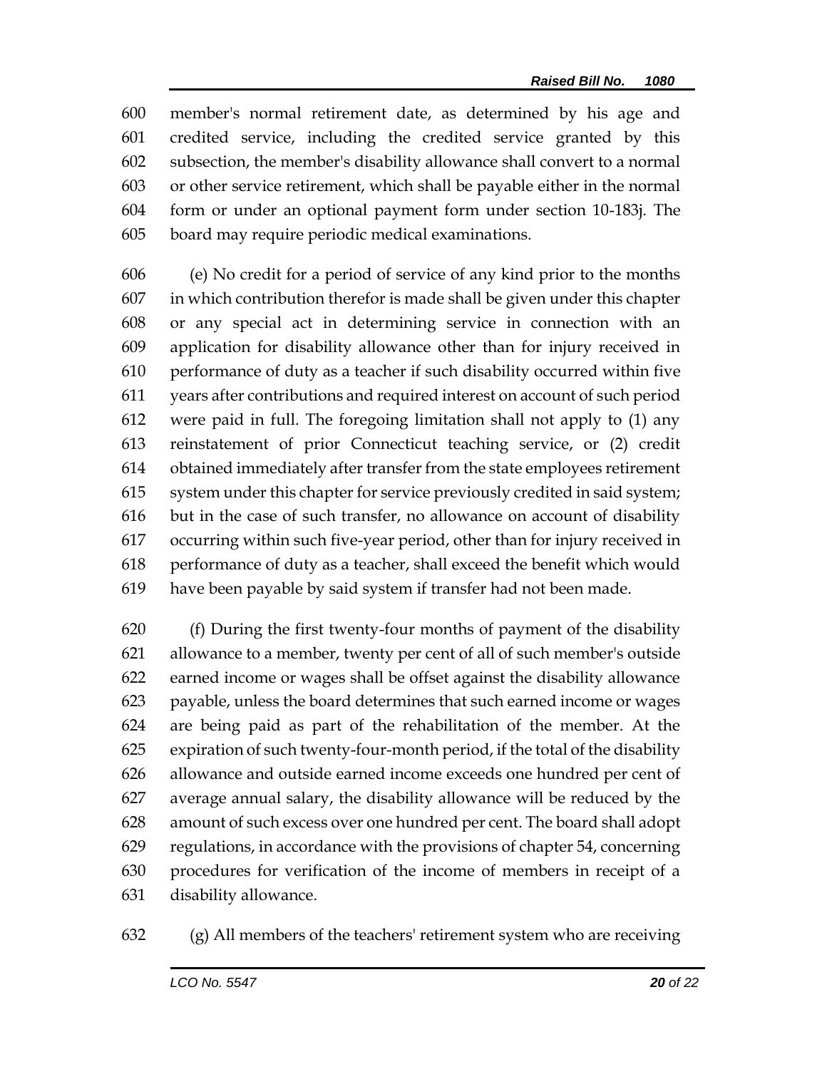member's normal retirement date, as determined by his age and credited service, including the credited service granted by this subsection, the member's disability allowance shall convert to a normal or other service retirement, which shall be payable either in the normal form or under an optional payment form under section 10-183j. The board may require periodic medical examinations.

(e) No credit for a period of service of any kind prior to the months in which contribution therefor is made shall be given under this chapter or any special act in determining service in connection with an application for disability allowance other than for injury received in performance of duty as a teacher if such disability occurred within five years after contributions and required interest on account of such period were paid in full. The foregoing limitation shall not apply to (1) any reinstatement of prior Connecticut teaching service, or (2) credit obtained immediately after transfer from the state employees retirement system under this chapter for service previously credited in said system; but in the case of such transfer, no allowance on account of disability occurring within such five-year period, other than for injury received in performance of duty as a teacher, shall exceed the benefit which would have been payable by said system if transfer had not been made.

(f) During the first twenty-four months of payment of the disability allowance to a member, twenty per cent of all of such member's outside earned income or wages shall be offset against the disability allowance payable, unless the board determines that such earned income or wages are being paid as part of the rehabilitation of the member. At the expiration of such twenty-four-month period, if the total of the disability allowance and outside earned income exceeds one hundred per cent of average annual salary, the disability allowance will be reduced by the amount of such excess over one hundred per cent. The board shall adopt regulations, in accordance with the provisions of chapter 54, concerning procedures for verification of the income of members in receipt of a disability allowance.

(g) All members of the teachers' retirement system who are receiving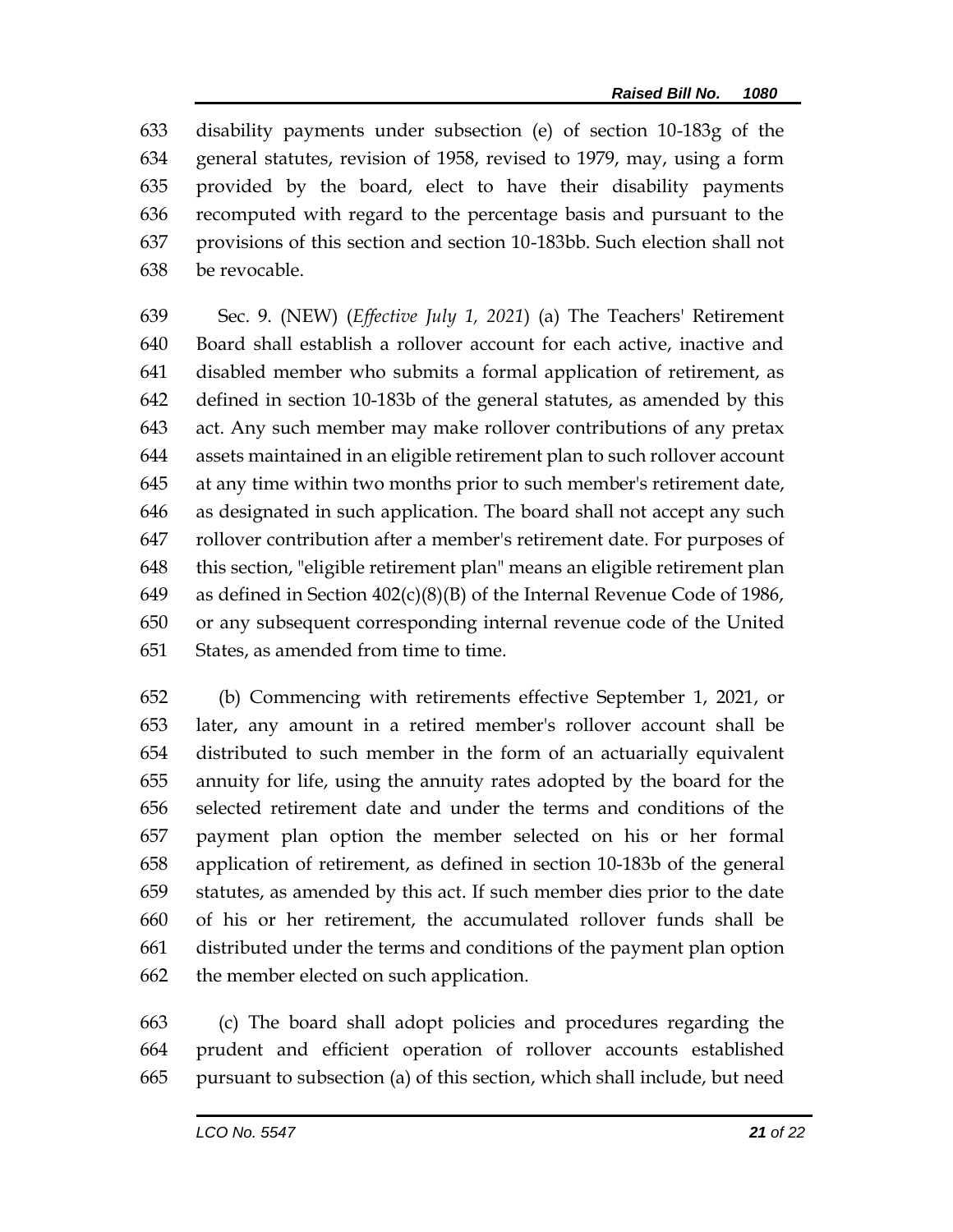disability payments under subsection (e) of section 10-183g of the general statutes, revision of 1958, revised to 1979, may, using a form provided by the board, elect to have their disability payments recomputed with regard to the percentage basis and pursuant to the provisions of this section and section 10-183bb. Such election shall not be revocable.

Sec. 9. (NEW) (*Effective July 1, 2021*) (a) The Teachers' Retirement Board shall establish a rollover account for each active, inactive and disabled member who submits a formal application of retirement, as defined in section 10-183b of the general statutes, as amended by this act. Any such member may make rollover contributions of any pretax assets maintained in an eligible retirement plan to such rollover account at any time within two months prior to such member's retirement date, as designated in such application. The board shall not accept any such rollover contribution after a member's retirement date. For purposes of this section, "eligible retirement plan" means an eligible retirement plan as defined in Section 402(c)(8)(B) of the Internal Revenue Code of 1986, or any subsequent corresponding internal revenue code of the United States, as amended from time to time.

(b) Commencing with retirements effective September 1, 2021, or later, any amount in a retired member's rollover account shall be distributed to such member in the form of an actuarially equivalent annuity for life, using the annuity rates adopted by the board for the selected retirement date and under the terms and conditions of the payment plan option the member selected on his or her formal application of retirement, as defined in section 10-183b of the general statutes, as amended by this act. If such member dies prior to the date of his or her retirement, the accumulated rollover funds shall be distributed under the terms and conditions of the payment plan option the member elected on such application.

(c) The board shall adopt policies and procedures regarding the prudent and efficient operation of rollover accounts established pursuant to subsection (a) of this section, which shall include, but need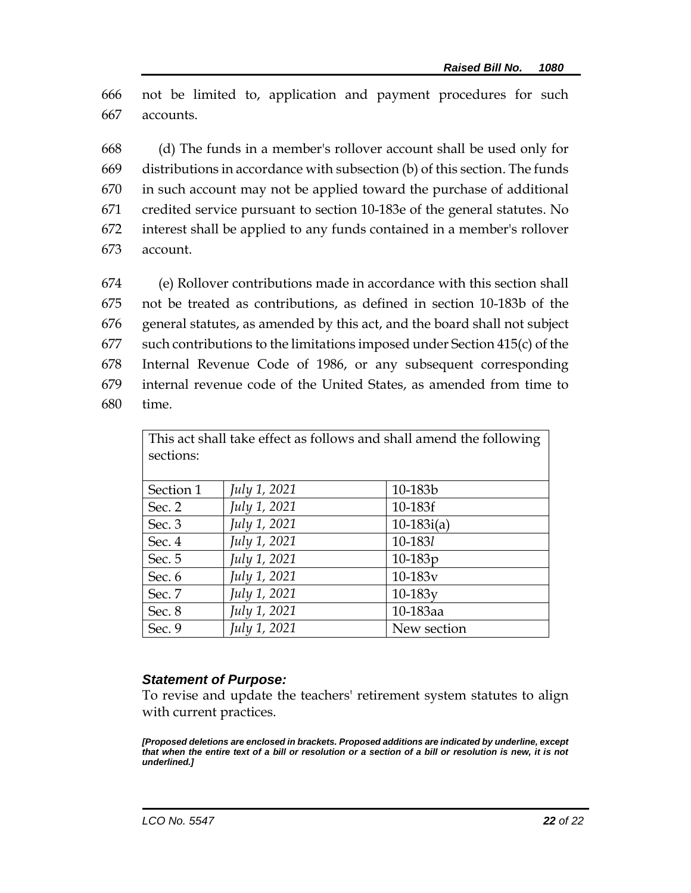not be limited to, application and payment procedures for such accounts.

(d) The funds in a member's rollover account shall be used only for distributions in accordance with subsection (b) of this section. The funds in such account may not be applied toward the purchase of additional credited service pursuant to section 10-183e of the general statutes. No interest shall be applied to any funds contained in a member's rollover account.

(e) Rollover contributions made in accordance with this section shall not be treated as contributions, as defined in section 10-183b of the general statutes, as amended by this act, and the board shall not subject such contributions to the limitations imposed under Section 415(c) of the Internal Revenue Code of 1986, or any subsequent corresponding internal revenue code of the United States, as amended from time to time.

| This act shall take effect as follows and shall amend the following sections: | | |
|---|---|---|
| Section 1 | *July 1, 2021* | 10-183b |
| Sec. 2 | *July 1, 2021* | 10-183f |
| Sec. 3 | *July 1, 2021* | 10-183i(a) |
| Sec. 4 | *July 1, 2021* | 10-183*l* |
| Sec. 5 | *July 1, 2021* | 10-183p |
| Sec. 6 | *July 1, 2021* | 10-183v |
| Sec. 7 | *July 1, 2021* | 10-183y |
| Sec. 8 | *July 1, 2021* | 10-183aa |
| Sec. 9 | *July 1, 2021* | New section |

### *Statement of Purpose:*

To revise and update the teachers' retirement system statutes to align with current practices.

***[Proposed deletions are enclosed in brackets. Proposed additions are indicated by underline, except that when the entire text of a bill or resolution or a section of a bill or resolution is new, it is not underlined.]***